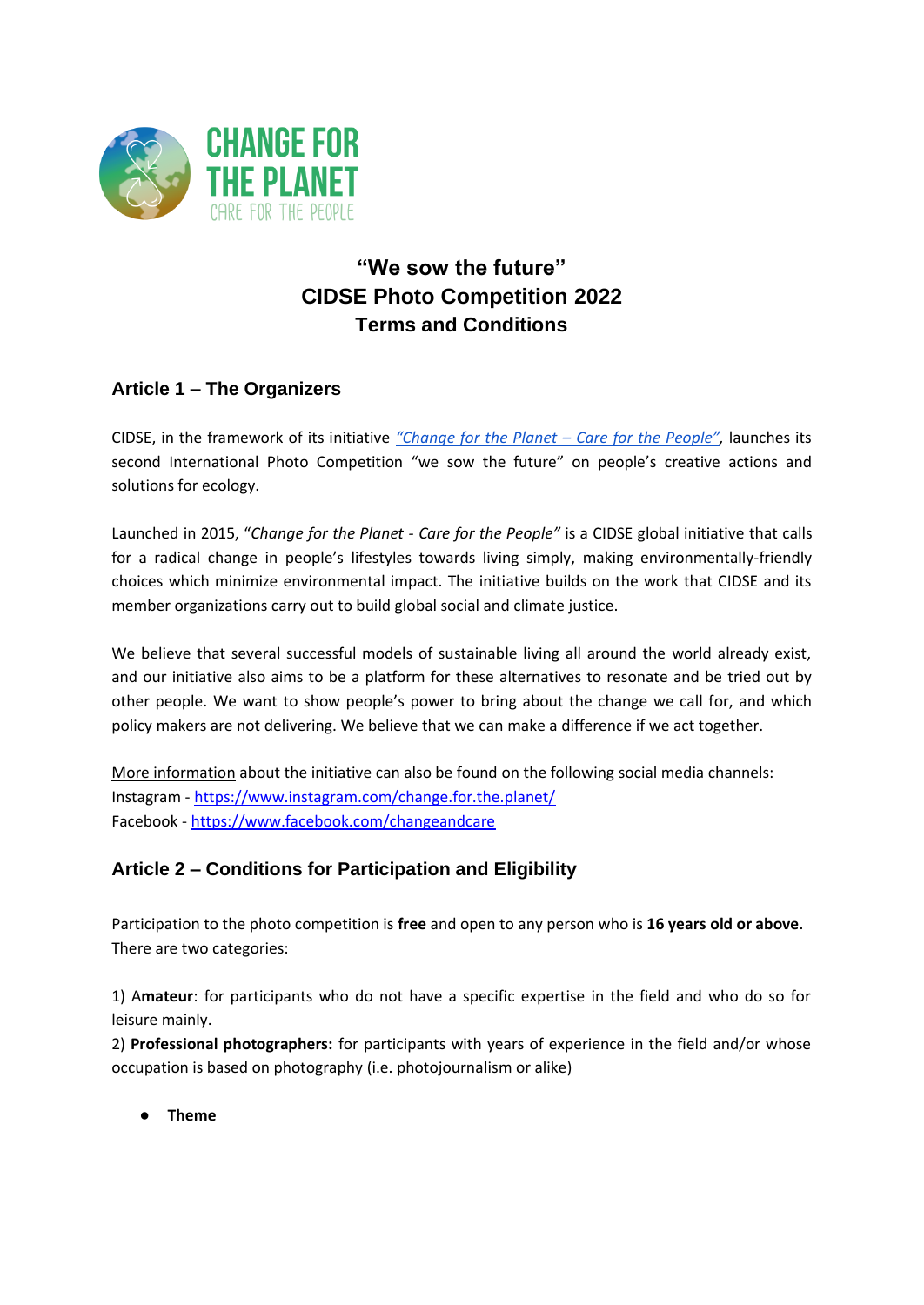CHANGE FOR THE PLANET
CARE FOR THE PEOPLE

# "We sow the future"
# CIDSE Photo Competition 2022
## Terms and Conditions

### Article 1 – The Organizers

CIDSE, in the framework of its initiative *"Change for the Planet – Care for the People"*, launches its second International Photo Competition "we sow the future" on people's creative actions and solutions for ecology.

Launched in 2015, "*Change for the Planet - Care for the People"* is a CIDSE global initiative that calls for a radical change in people's lifestyles towards living simply, making environmentally-friendly choices which minimize environmental impact. The initiative builds on the work that CIDSE and its member organizations carry out to build global social and climate justice.

We believe that several successful models of sustainable living all around the world already exist, and our initiative also aims to be a platform for these alternatives to resonate and be tried out by other people. We want to show people's power to bring about the change we call for, and which policy makers are not delivering. We believe that we can make a difference if we act together.

More information about the initiative can also be found on the following social media channels:
Instagram - https://www.instagram.com/change.for.the.planet/
Facebook - https://www.facebook.com/changeandcare

### Article 2 – Conditions for Participation and Eligibility

Participation to the photo competition is **free** and open to any person who is **16 years old or above**. There are two categories:

1) A**mateur**: for participants who do not have a specific expertise in the field and who do so for leisure mainly.
2) **Professional photographers:** for participants with years of experience in the field and/or whose occupation is based on photography (i.e. photojournalism or alike)

- **Theme**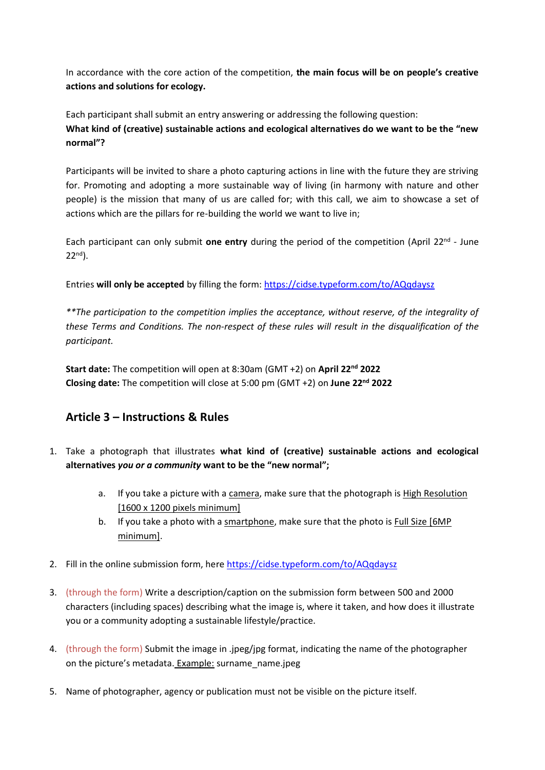In accordance with the core action of the competition, **the main focus will be on people's creative actions and solutions for ecology.**

Each participant shall submit an entry answering or addressing the following question:
**What kind of (creative) sustainable actions and ecological alternatives do we want to be the "new normal"?**

Participants will be invited to share a photo capturing actions in line with the future they are striving for. Promoting and adopting a more sustainable way of living (in harmony with nature and other people) is the mission that many of us are called for; with this call, we aim to showcase a set of actions which are the pillars for re-building the world we want to live in;

Each participant can only submit **one entry** during the period of the competition (April 22nd - June 22nd).

Entries **will only be accepted** by filling the form: https://cidse.typeform.com/to/AQqdaysz

*\*\*The participation to the competition implies the acceptance, without reserve, of the integrality of these Terms and Conditions. The non-respect of these rules will result in the disqualification of the participant.*

**Start date:** The competition will open at 8:30am (GMT +2) on **April 22nd 2022**
**Closing date:** The competition will close at 5:00 pm (GMT +2) on **June 22nd 2022**

## Article 3 – Instructions & Rules

1. Take a photograph that illustrates **what kind of (creative) sustainable actions and ecological alternatives *you or a community* want to be the "new normal";**
   a. If you take a picture with a camera, make sure that the photograph is High Resolution [1600 x 1200 pixels minimum]
   b. If you take a photo with a smartphone, make sure that the photo is Full Size [6MP minimum].
2. Fill in the online submission form, here https://cidse.typeform.com/to/AQqdaysz
3. (through the form) Write a description/caption on the submission form between 500 and 2000 characters (including spaces) describing what the image is, where it taken, and how does it illustrate you or a community adopting a sustainable lifestyle/practice.
4. (through the form) Submit the image in .jpeg/jpg format, indicating the name of the photographer on the picture's metadata. Example: surname_name.jpeg
5. Name of photographer, agency or publication must not be visible on the picture itself.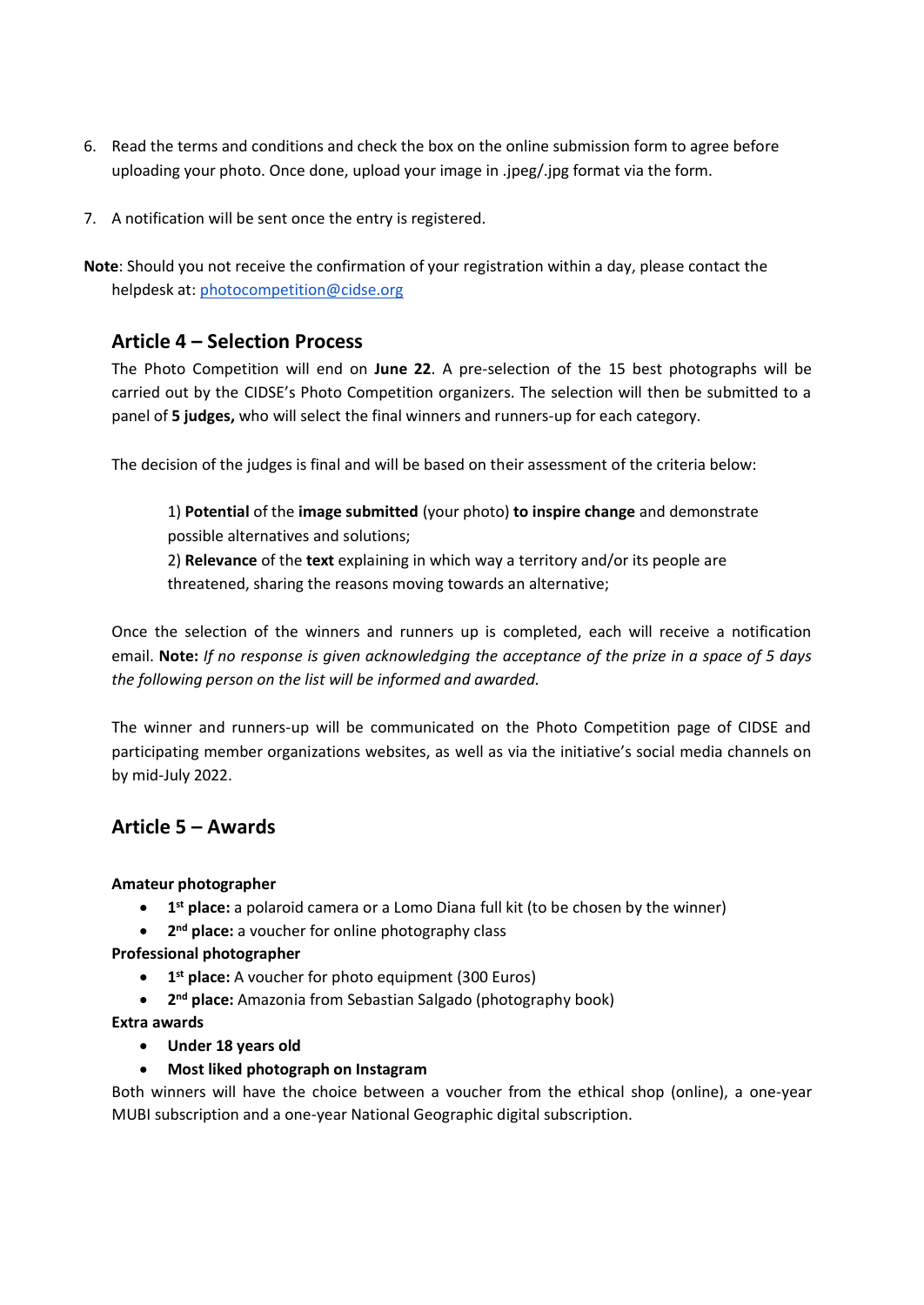6. Read the terms and conditions and check the box on the online submission form to agree before uploading your photo. Once done, upload your image in .jpeg/.jpg format via the form.

7. A notification will be sent once the entry is registered.

**Note**: Should you not receive the confirmation of your registration within a day, please contact the helpdesk at: [photocompetition@cidse.org](mailto:photocompetition@cidse.org)

## Article 4 – Selection Process

The Photo Competition will end on **June 22**. A pre-selection of the 15 best photographs will be carried out by the CIDSE's Photo Competition organizers. The selection will then be submitted to a panel of **5 judges,** who will select the final winners and runners-up for each category.

The decision of the judges is final and will be based on their assessment of the criteria below:

1) **Potential** of the **image submitted** (your photo) **to inspire change** and demonstrate possible alternatives and solutions;
2) **Relevance** of the **text** explaining in which way a territory and/or its people are threatened, sharing the reasons moving towards an alternative;

Once the selection of the winners and runners up is completed, each will receive a notification email. **Note:** *If no response is given acknowledging the acceptance of the prize in a space of 5 days the following person on the list will be informed and awarded.*

The winner and runners-up will be communicated on the Photo Competition page of CIDSE and participating member organizations websites, as well as via the initiative's social media channels on by mid-July 2022.

## Article 5 – Awards

**Amateur photographer**

- **1st place:** a polaroid camera or a Lomo Diana full kit (to be chosen by the winner)
- **2nd place:** a voucher for online photography class

**Professional photographer**

- **1st place:** A voucher for photo equipment (300 Euros)
- **2nd place:** Amazonia from Sebastian Salgado (photography book)

**Extra awards**

- **Under 18 years old**
- **Most liked photograph on Instagram**

Both winners will have the choice between a voucher from the ethical shop (online), a one-year MUBI subscription and a one-year National Geographic digital subscription.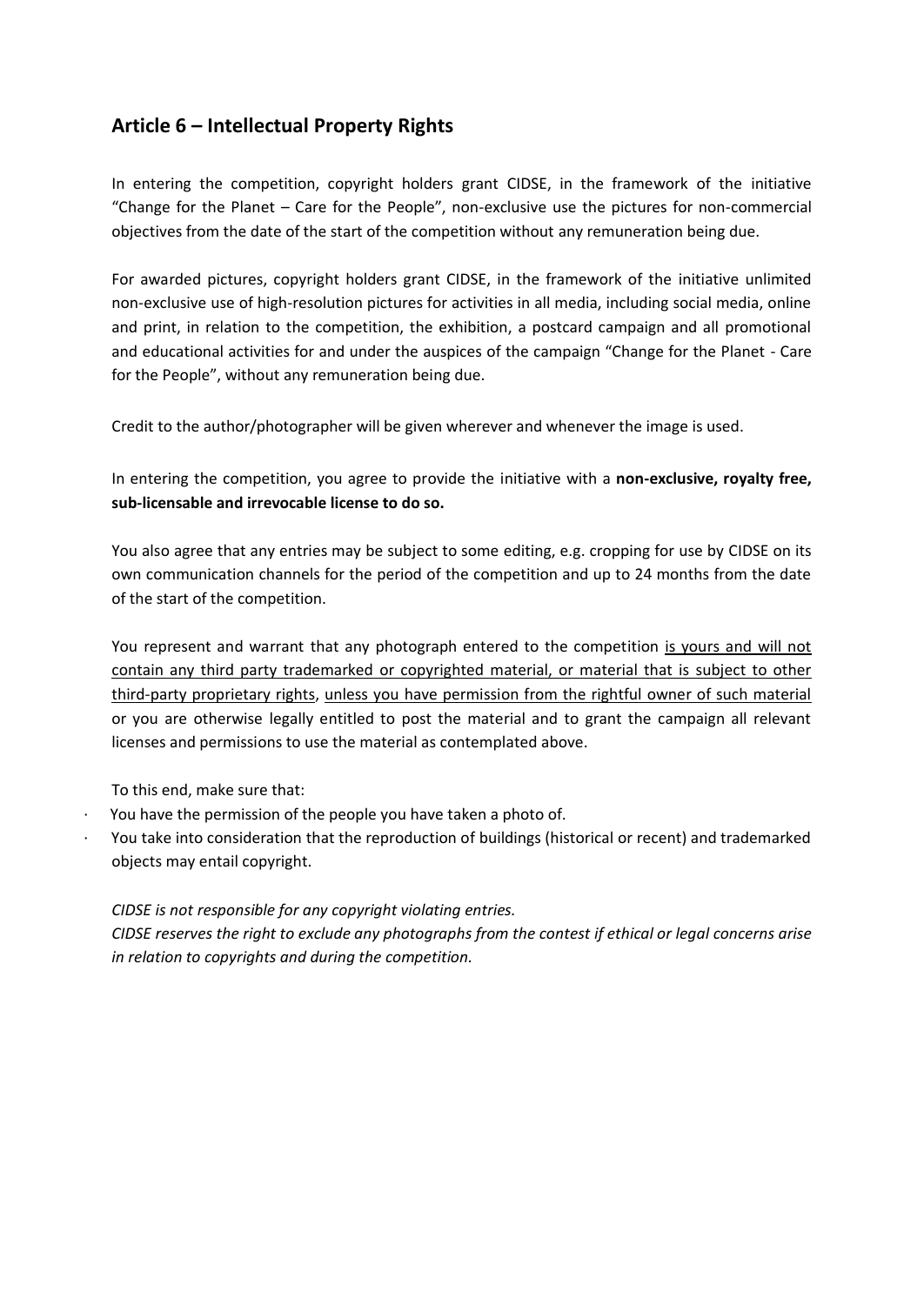## Article 6 – Intellectual Property Rights

In entering the competition, copyright holders grant CIDSE, in the framework of the initiative "Change for the Planet – Care for the People", non-exclusive use the pictures for non-commercial objectives from the date of the start of the competition without any remuneration being due.

For awarded pictures, copyright holders grant CIDSE, in the framework of the initiative unlimited non-exclusive use of high-resolution pictures for activities in all media, including social media, online and print, in relation to the competition, the exhibition, a postcard campaign and all promotional and educational activities for and under the auspices of the campaign "Change for the Planet - Care for the People", without any remuneration being due.

Credit to the author/photographer will be given wherever and whenever the image is used.

In entering the competition, you agree to provide the initiative with a **non-exclusive, royalty free, sub-licensable and irrevocable license to do so.**

You also agree that any entries may be subject to some editing, e.g. cropping for use by CIDSE on its own communication channels for the period of the competition and up to 24 months from the date of the start of the competition.

You represent and warrant that any photograph entered to the competition is yours and will not contain any third party trademarked or copyrighted material, or material that is subject to other third-party proprietary rights, unless you have permission from the rightful owner of such material or you are otherwise legally entitled to post the material and to grant the campaign all relevant licenses and permissions to use the material as contemplated above.

To this end, make sure that:

- You have the permission of the people you have taken a photo of.
- You take into consideration that the reproduction of buildings (historical or recent) and trademarked objects may entail copyright.

*CIDSE is not responsible for any copyright violating entries.*
*CIDSE reserves the right to exclude any photographs from the contest if ethical or legal concerns arise in relation to copyrights and during the competition.*